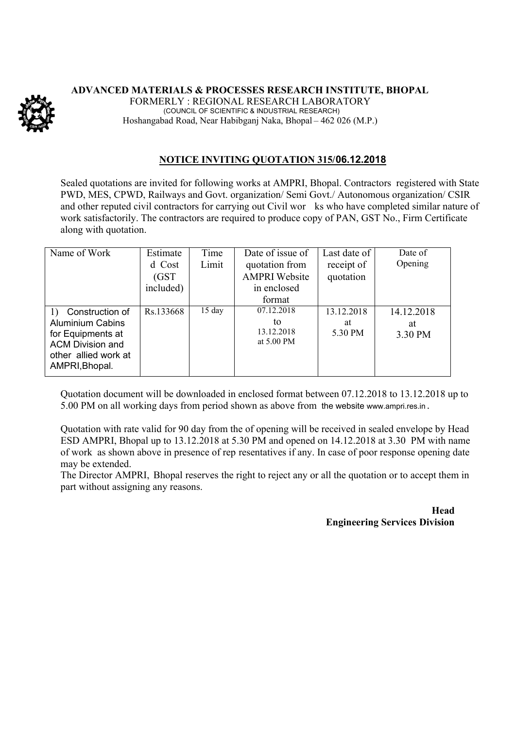**ADVANCED MATERIALS & PROCESSES RESEARCH INSTITUTE, BHOPAL**

FORMERLY : REGIONAL RESEARCH LABORATORY

(COUNCIL OF SCIENTIFIC & INDUSTRIAL RESEARCH)

Hoshangabad Road, Near Habibganj Naka, Bhopal – 462 026 (M.P.)

## NOTICE INVITING QUOTATION 315/06.12.2018

Sealed quotations are invited for following works at AMPRI, Bhopal. Contractors registered with State PWD, MES, CPWD, Railways and Govt. organization/ Semi Govt./ Autonomous organization/ CSIR and other reputed civil contractors for carrying out Civil wor ks who have completed similar nature of work satisfactorily. The contractors are required to produce copy of PAN, GST No., Firm Certificate along with quotation.

| Name of Work | Estimated Cost (GST included) | Time Limit | Date of issue of quotation from AMPRI Website in enclosed format | Last date of receipt of quotation | Date of Opening |
|---|---|---|---|---|---|
| 1) Construction of Aluminium Cabins for Equipments at ACM Division and other allied work at AMPRI,Bhopal. | Rs.133668 | 15 day | 07.12.2018 to 13.12.2018 at 5.00 PM | 13.12.2018 at 5.30 PM | 14.12.2018 at 3.30 PM |

Quotation document will be downloaded in enclosed format between 07.12.2018 to 13.12.2018 up to 5.00 PM on all working days from period shown as above from the website www.ampri.res.in .

Quotation with rate valid for 90 day from the of opening will be received in sealed envelope by Head ESD AMPRI, Bhopal up to 13.12.2018 at 5.30 PM and opened on 14.12.2018 at 3.30 PM with name of work as shown above in presence of rep resentatives if any. In case of poor response opening date may be extended.

The Director AMPRI, Bhopal reserves the right to reject any or all the quotation or to accept them in part without assigning any reasons.

**Head**

**Engineering Services Division**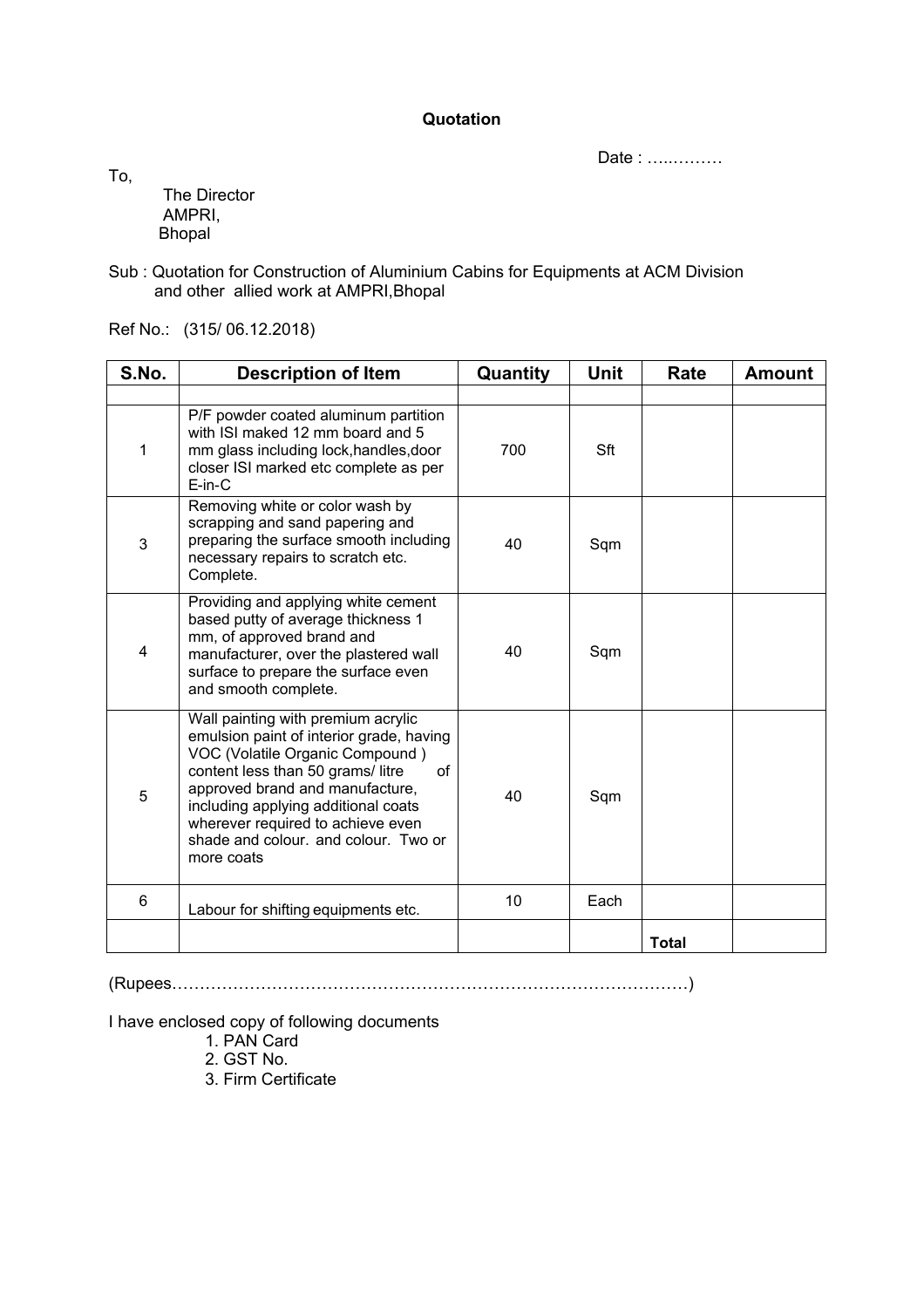**Quotation**

Date : …..………

To,

The Director
AMPRI,
Bhopal

Sub : Quotation for Construction of Aluminium Cabins for Equipments at ACM Division and other allied work at AMPRI,Bhopal

Ref No.: (315/ 06.12.2018)

| S.No. | Description of Item | Quantity | Unit | Rate | Amount |
|---|---|---|---|---|---|
| | | | | | |
| 1 | P/F powder coated aluminum partition with ISI maked 12 mm board and 5 mm glass including lock,handles,door closer ISI marked etc complete as per E-in-C | 700 | Sft | | |
| 3 | Removing white or color wash by scrapping and sand papering and preparing the surface smooth including necessary repairs to scratch etc. Complete. | 40 | Sqm | | |
| 4 | Providing and applying white cement based putty of average thickness 1 mm, of approved brand and manufacturer, over the plastered wall surface to prepare the surface even and smooth complete. | 40 | Sqm | | |
| 5 | Wall painting with premium acrylic emulsion paint of interior grade, having VOC (Volatile Organic Compound ) content less than 50 grams/ litre of approved brand and manufacture, including applying additional coats wherever required to achieve even shade and colour. and colour. Two or more coats | 40 | Sqm | | |
| 6 | Labour for shifting equipments etc. | 10 | Each | | |
| | | | | **Total** | |

(Rupees………………………………………………………………………………)

I have enclosed copy of following documents

1. PAN Card
2. GST No.
3. Firm Certificate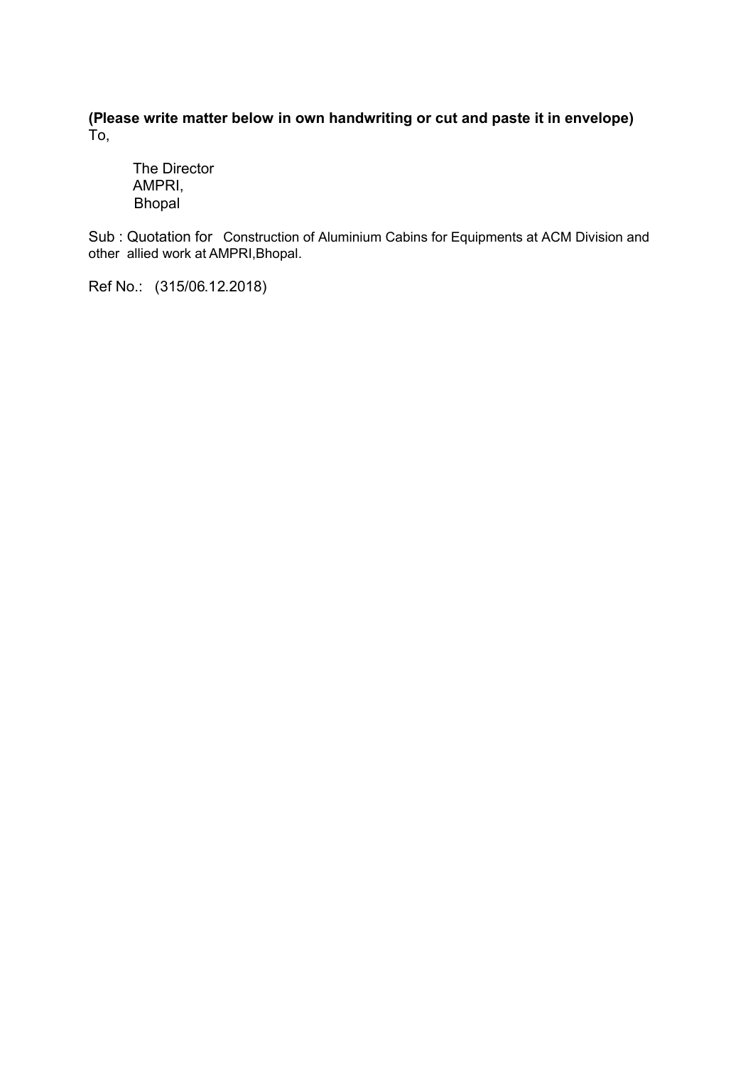**(Please write matter below in own handwriting or cut and paste it in envelope)**

To,

The Director
AMPRI,
Bhopal

Sub : Quotation for Construction of Aluminium Cabins for Equipments at ACM Division and other allied work at AMPRI,Bhopal.

Ref No.: (315/06.12.2018)